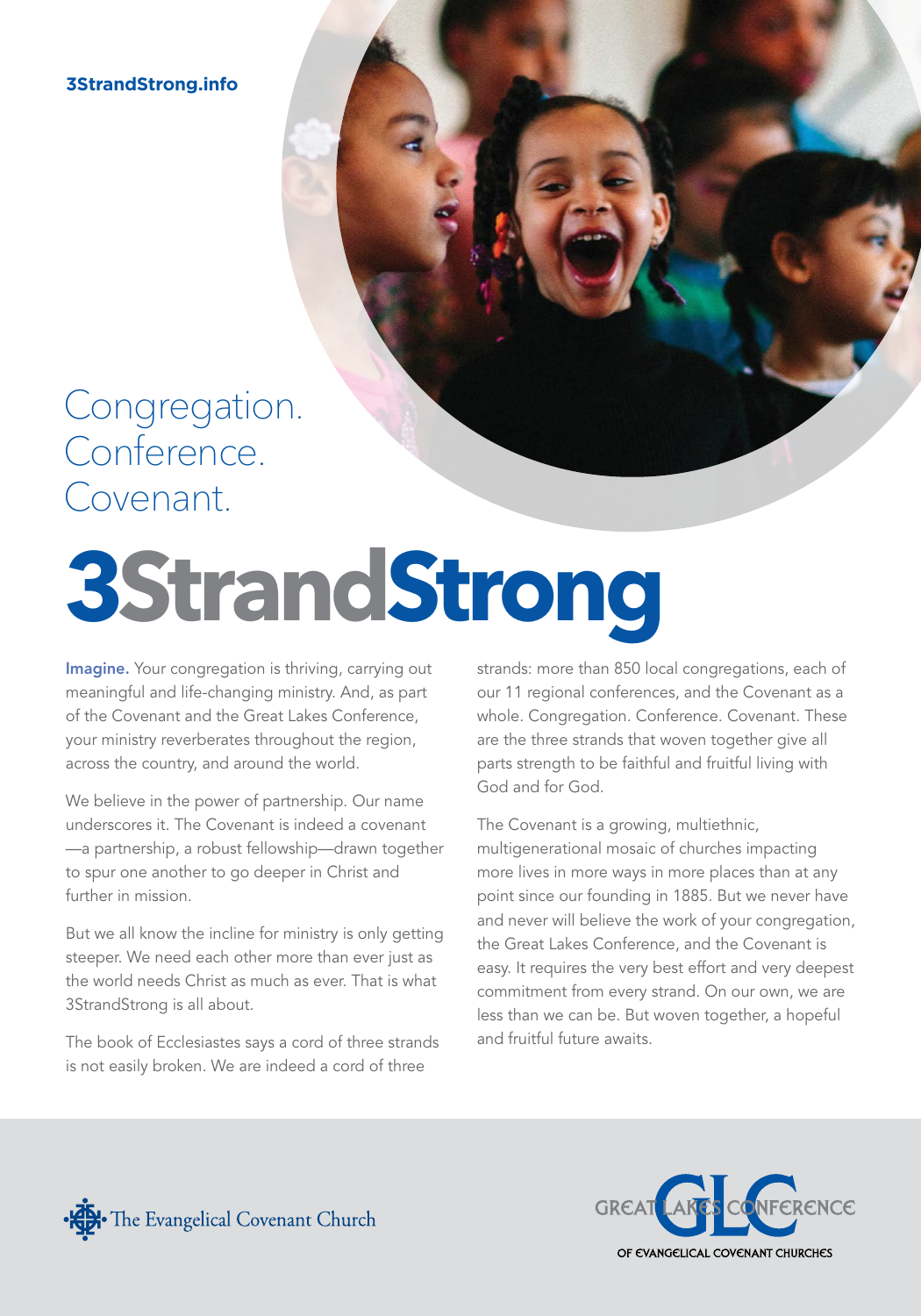3StrandStrong.info

Congregation.
Conference.
Covenant.

# 3StrandStrong

**Imagine.** Your congregation is thriving, carrying out meaningful and life-changing ministry. And, as part of the Covenant and the Great Lakes Conference, your ministry reverberates throughout the region, across the country, and around the world.

We believe in the power of partnership. Our name underscores it. The Covenant is indeed a covenant—a partnership, a robust fellowship—drawn together to spur one another to go deeper in Christ and further in mission.

But we all know the incline for ministry is only getting steeper. We need each other more than ever just as the world needs Christ as much as ever. That is what 3StrandStrong is all about.

The book of Ecclesiastes says a cord of three strands is not easily broken. We are indeed a cord of three strands: more than 850 local congregations, each of our 11 regional conferences, and the Covenant as a whole. Congregation. Conference. Covenant. These are the three strands that woven together give all parts strength to be faithful and fruitful living with God and for God.

The Covenant is a growing, multiethnic, multigenerational mosaic of churches impacting more lives in more ways in more places than at any point since our founding in 1885. But we never have and never will believe the work of your congregation, the Great Lakes Conference, and the Covenant is easy. It requires the very best effort and very deepest commitment from every strand. On our own, we are less than we can be. But woven together, a hopeful and fruitful future awaits.

The Evangelical Covenant Church

GREAT LAKES CONFERENCE OF EVANGELICAL COVENANT CHURCHES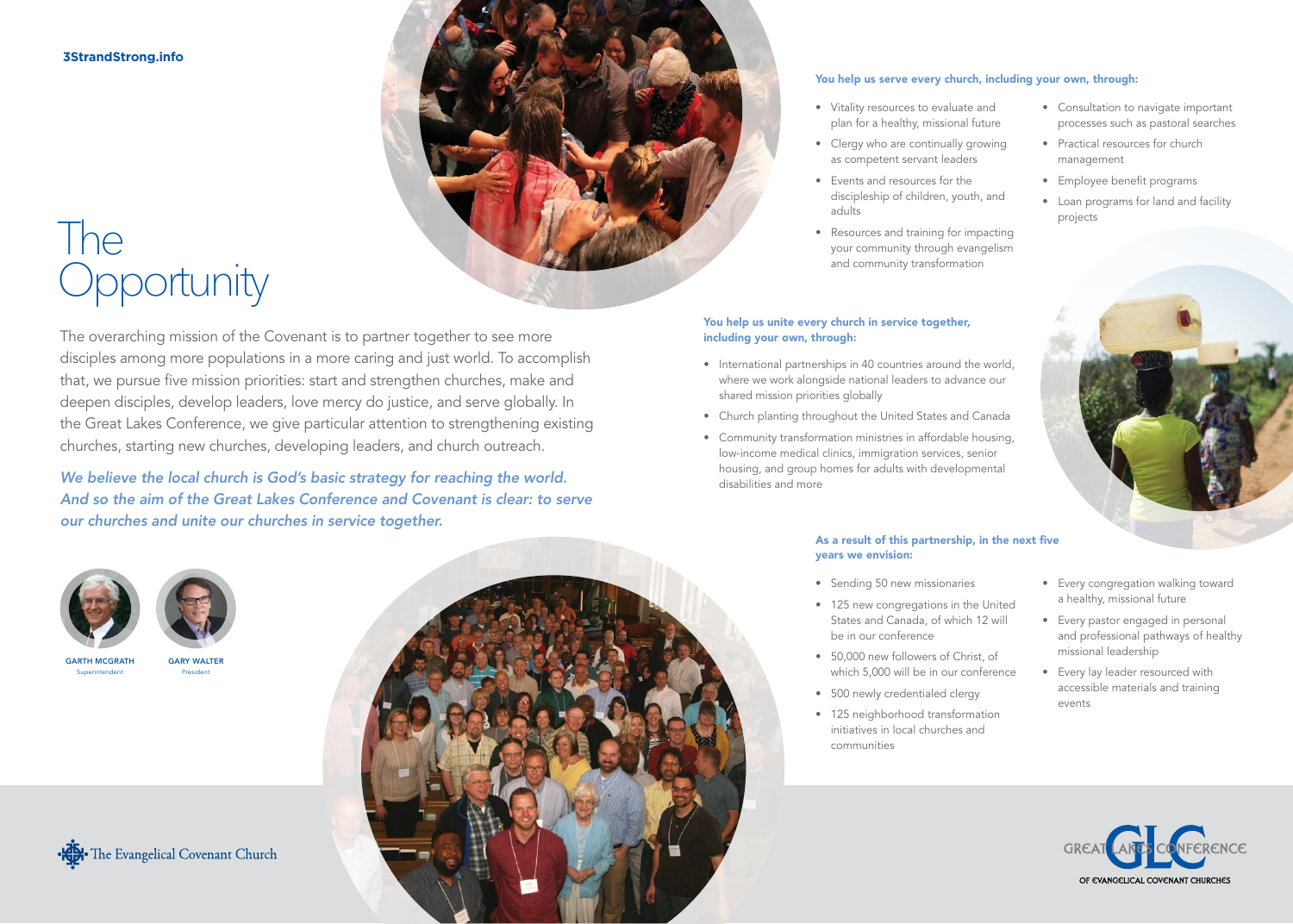3StrandStrong.info

# The Opportunity

The overarching mission of the Covenant is to partner together to see more disciples among more populations in a more caring and just world. To accomplish that, we pursue five mission priorities: start and strengthen churches, make and deepen disciples, develop leaders, love mercy do justice, and serve globally. In the Great Lakes Conference, we give particular attention to strengthening existing churches, starting new churches, developing leaders, and church outreach.

*We believe the local church is God's basic strategy for reaching the world. And so the aim of the Great Lakes Conference and Covenant is clear: to serve our churches and unite our churches in service together.*

**GARTH MCGRATH**
Superintendent

**GARY WALTER**
President

The Evangelical Covenant Church

**You help us serve every church, including your own, through:**

- Vitality resources to evaluate and plan for a healthy, missional future
- Clergy who are continually growing as competent servant leaders
- Events and resources for the discipleship of children, youth, and adults
- Resources and training for impacting your community through evangelism and community transformation
- Consultation to navigate important processes such as pastoral searches
- Practical resources for church management
- Employee benefit programs
- Loan programs for land and facility projects

**You help us unite every church in service together, including your own, through:**

- International partnerships in 40 countries around the world, where we work alongside national leaders to advance our shared mission priorities globally
- Church planting throughout the United States and Canada
- Community transformation ministries in affordable housing, low-income medical clinics, immigration services, senior housing, and group homes for adults with developmental disabilities and more

**As a result of this partnership, in the next five years we envision:**

- Sending 50 new missionaries
- 125 new congregations in the United States and Canada, of which 12 will be in our conference
- 50,000 new followers of Christ, of which 5,000 will be in our conference
- 500 newly credentialed clergy
- 125 neighborhood transformation initiatives in local churches and communities
- Every congregation walking toward a healthy, missional future
- Every pastor engaged in personal and professional pathways of healthy missional leadership
- Every lay leader resourced with accessible materials and training events

GREAT LAKES CONFERENCE
OF EVANGELICAL COVENANT CHURCHES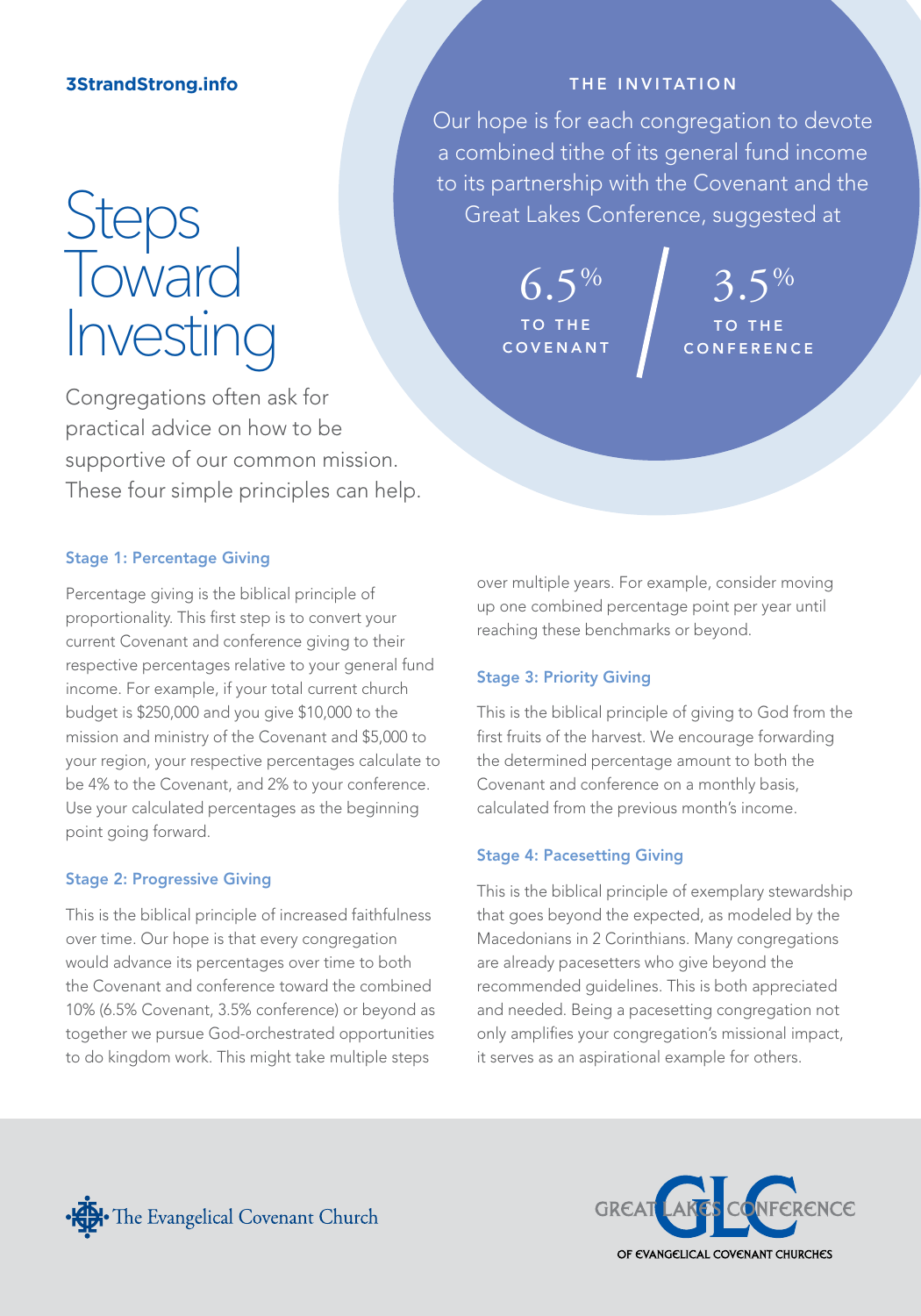**3StrandStrong.info**

# Steps Toward Investing

Congregations often ask for practical advice on how to be supportive of our common mission. These four simple principles can help.

## THE INVITATION

Our hope is for each congregation to devote a combined tithe of its general fund income to its partnership with the Covenant and the Great Lakes Conference, suggested at

**6.5%** TO THE COVENANT / **3.5%** TO THE CONFERENCE

### Stage 1: Percentage Giving

Percentage giving is the biblical principle of proportionality. This first step is to convert your current Covenant and conference giving to their respective percentages relative to your general fund income. For example, if your total current church budget is $250,000 and you give $10,000 to the mission and ministry of the Covenant and $5,000 to your region, your respective percentages calculate to be 4% to the Covenant, and 2% to your conference. Use your calculated percentages as the beginning point going forward.

### Stage 2: Progressive Giving

This is the biblical principle of increased faithfulness over time. Our hope is that every congregation would advance its percentages over time to both the Covenant and conference toward the combined 10% (6.5% Covenant, 3.5% conference) or beyond as together we pursue God-orchestrated opportunities to do kingdom work. This might take multiple steps over multiple years. For example, consider moving up one combined percentage point per year until reaching these benchmarks or beyond.

### Stage 3: Priority Giving

This is the biblical principle of giving to God from the first fruits of the harvest. We encourage forwarding the determined percentage amount to both the Covenant and conference on a monthly basis, calculated from the previous month's income.

### Stage 4: Pacesetting Giving

This is the biblical principle of exemplary stewardship that goes beyond the expected, as modeled by the Macedonians in 2 Corinthians. Many congregations are already pacesetters who give beyond the recommended guidelines. This is both appreciated and needed. Being a pacesetting congregation not only amplifies your congregation's missional impact, it serves as an aspirational example for others.

The Evangelical Covenant Church

GREAT LAKES CONFERENCE OF EVANGELICAL COVENANT CHURCHES